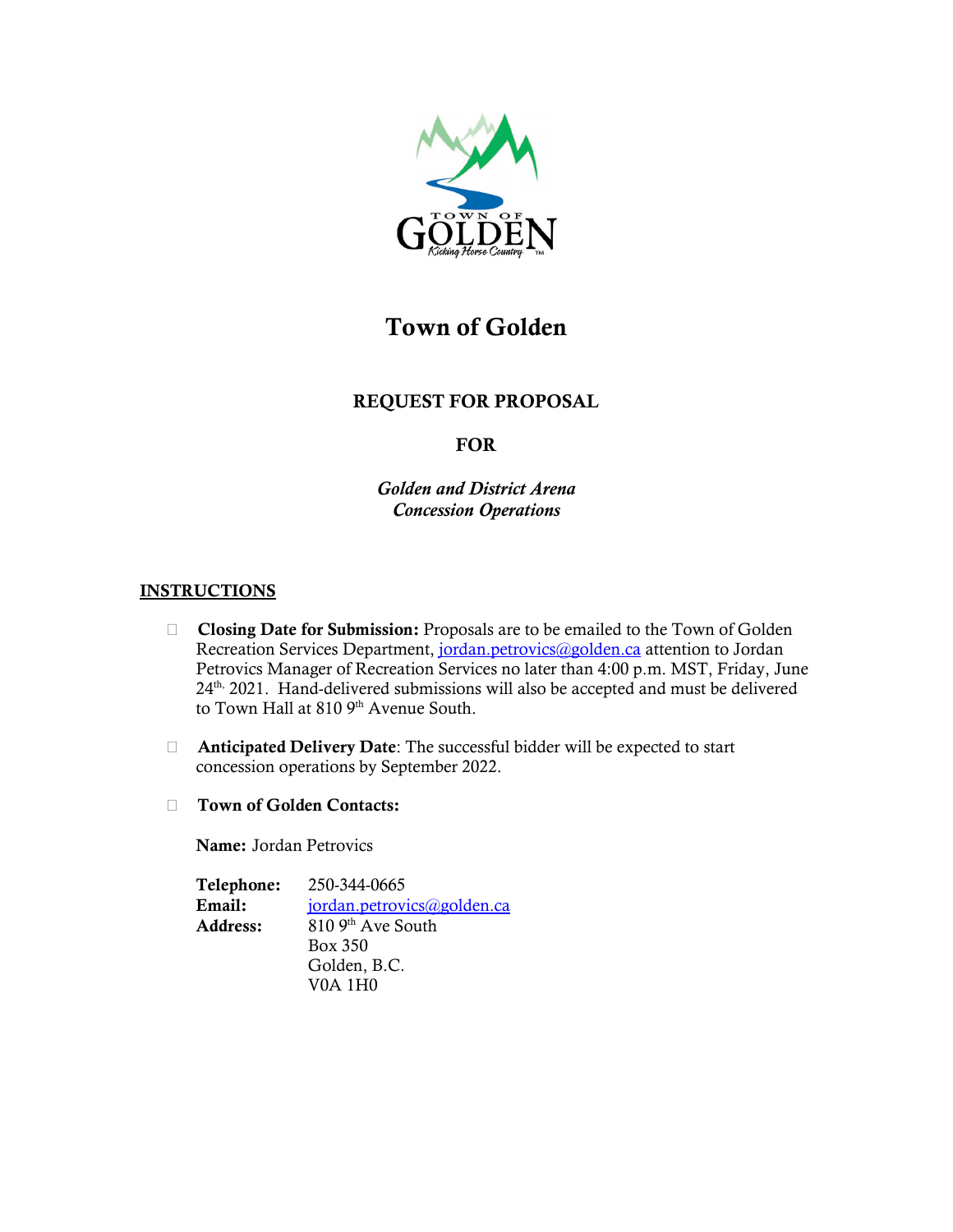# Town of Golden

## REQUEST FOR PROPOSAL

## FOR

## *Golden and District Arena Concession Operations*

### INSTRUCTIONS

- **Closing Date for Submission:** Proposals are to be emailed to the Town of Golden Recreation Services Department, jordan.petrovics@golden.ca attention to Jordan Petrovics Manager of Recreation Services no later than 4:00 p.m. MST, Friday, June 24th, 2021. Hand-delivered submissions will also be accepted and must be delivered to Town Hall at 810 9th Avenue South.

- **Anticipated Delivery Date**: The successful bidder will be expected to start concession operations by September 2022.

- **Town of Golden Contacts:**

  **Name:** Jordan Petrovics

  **Telephone:** 250-344-0665
  **Email:** jordan.petrovics@golden.ca
  **Address:** 810 9th Ave South
  Box 350
  Golden, B.C.
  V0A 1H0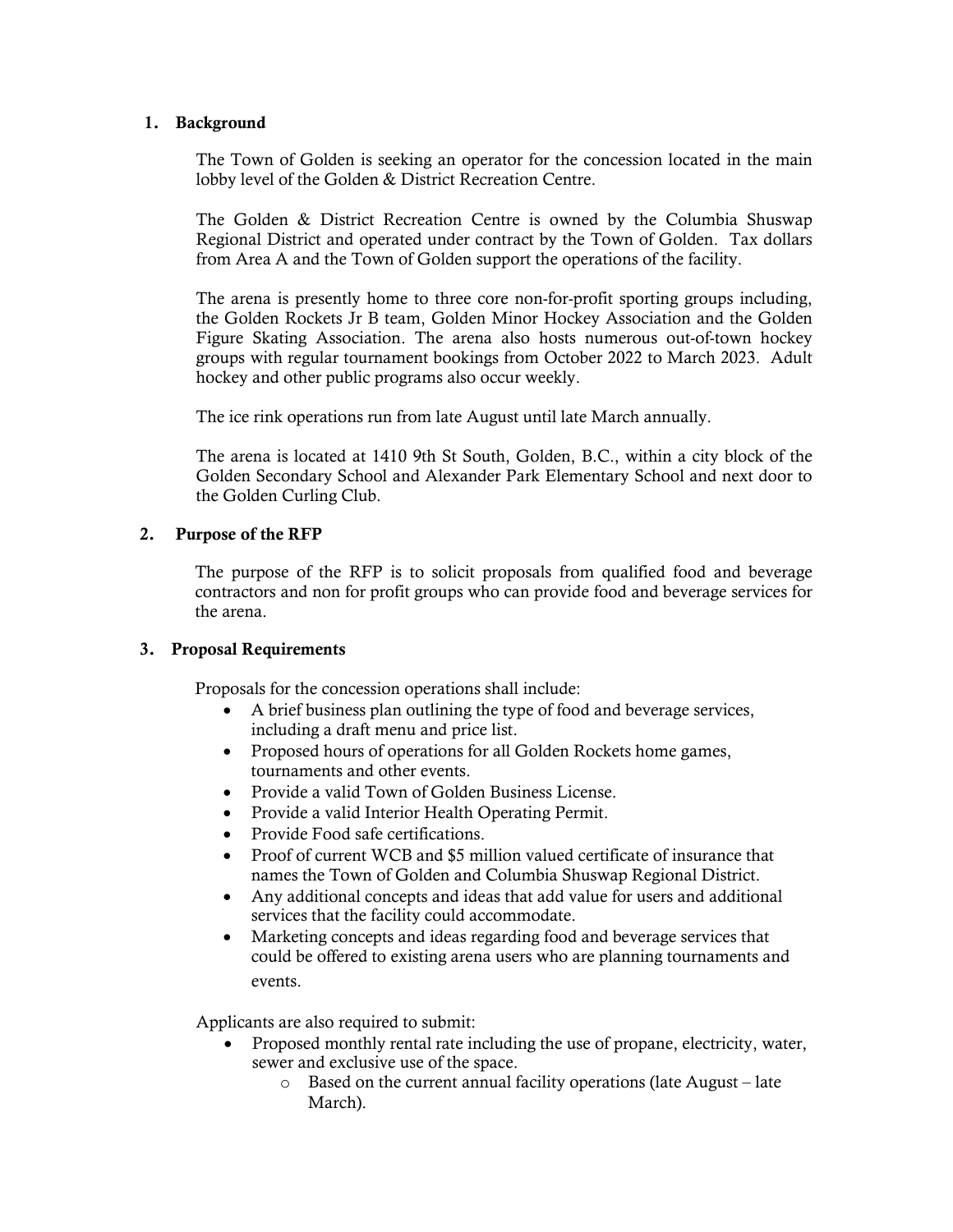## 1. Background

The Town of Golden is seeking an operator for the concession located in the main lobby level of the Golden & District Recreation Centre.

The Golden & District Recreation Centre is owned by the Columbia Shuswap Regional District and operated under contract by the Town of Golden. Tax dollars from Area A and the Town of Golden support the operations of the facility.

The arena is presently home to three core non-for-profit sporting groups including, the Golden Rockets Jr B team, Golden Minor Hockey Association and the Golden Figure Skating Association. The arena also hosts numerous out-of-town hockey groups with regular tournament bookings from October 2022 to March 2023. Adult hockey and other public programs also occur weekly.

The ice rink operations run from late August until late March annually.

The arena is located at 1410 9th St South, Golden, B.C., within a city block of the Golden Secondary School and Alexander Park Elementary School and next door to the Golden Curling Club.

## 2. Purpose of the RFP

The purpose of the RFP is to solicit proposals from qualified food and beverage contractors and non for profit groups who can provide food and beverage services for the arena.

## 3. Proposal Requirements

Proposals for the concession operations shall include:

- A brief business plan outlining the type of food and beverage services, including a draft menu and price list.
- Proposed hours of operations for all Golden Rockets home games, tournaments and other events.
- Provide a valid Town of Golden Business License.
- Provide a valid Interior Health Operating Permit.
- Provide Food safe certifications.
- Proof of current WCB and $5 million valued certificate of insurance that names the Town of Golden and Columbia Shuswap Regional District.
- Any additional concepts and ideas that add value for users and additional services that the facility could accommodate.
- Marketing concepts and ideas regarding food and beverage services that could be offered to existing arena users who are planning tournaments and events.

Applicants are also required to submit:

- Proposed monthly rental rate including the use of propane, electricity, water, sewer and exclusive use of the space.
  - Based on the current annual facility operations (late August – late March).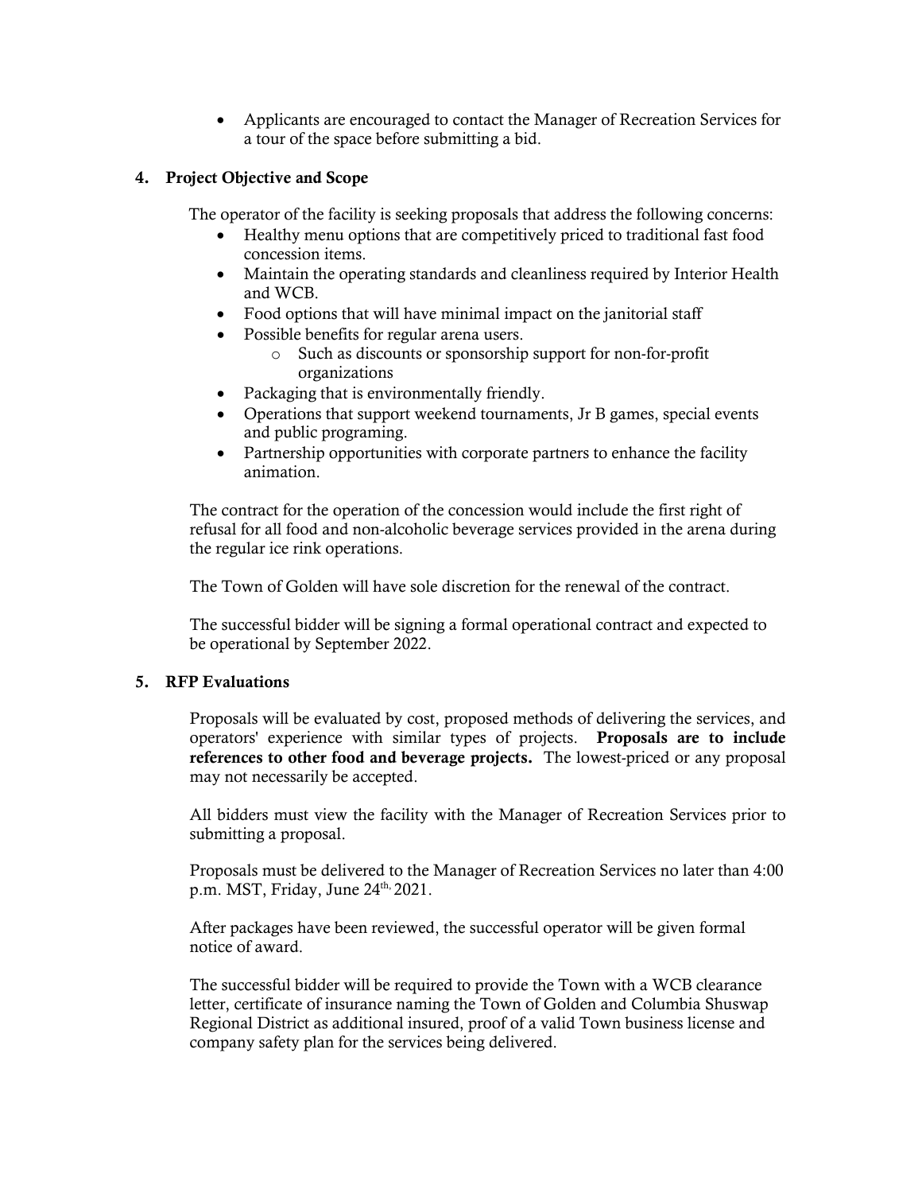- Applicants are encouraged to contact the Manager of Recreation Services for a tour of the space before submitting a bid.

## 4. Project Objective and Scope

The operator of the facility is seeking proposals that address the following concerns:

- Healthy menu options that are competitively priced to traditional fast food concession items.
- Maintain the operating standards and cleanliness required by Interior Health and WCB.
- Food options that will have minimal impact on the janitorial staff
- Possible benefits for regular arena users.
  - Such as discounts or sponsorship support for non-for-profit organizations
- Packaging that is environmentally friendly.
- Operations that support weekend tournaments, Jr B games, special events and public programing.
- Partnership opportunities with corporate partners to enhance the facility animation.

The contract for the operation of the concession would include the first right of refusal for all food and non-alcoholic beverage services provided in the arena during the regular ice rink operations.

The Town of Golden will have sole discretion for the renewal of the contract.

The successful bidder will be signing a formal operational contract and expected to be operational by September 2022.

## 5. RFP Evaluations

Proposals will be evaluated by cost, proposed methods of delivering the services, and operators' experience with similar types of projects. **Proposals are to include references to other food and beverage projects.** The lowest-priced or any proposal may not necessarily be accepted.

All bidders must view the facility with the Manager of Recreation Services prior to submitting a proposal.

Proposals must be delivered to the Manager of Recreation Services no later than 4:00 p.m. MST, Friday, June 24th, 2021.

After packages have been reviewed, the successful operator will be given formal notice of award.

The successful bidder will be required to provide the Town with a WCB clearance letter, certificate of insurance naming the Town of Golden and Columbia Shuswap Regional District as additional insured, proof of a valid Town business license and company safety plan for the services being delivered.